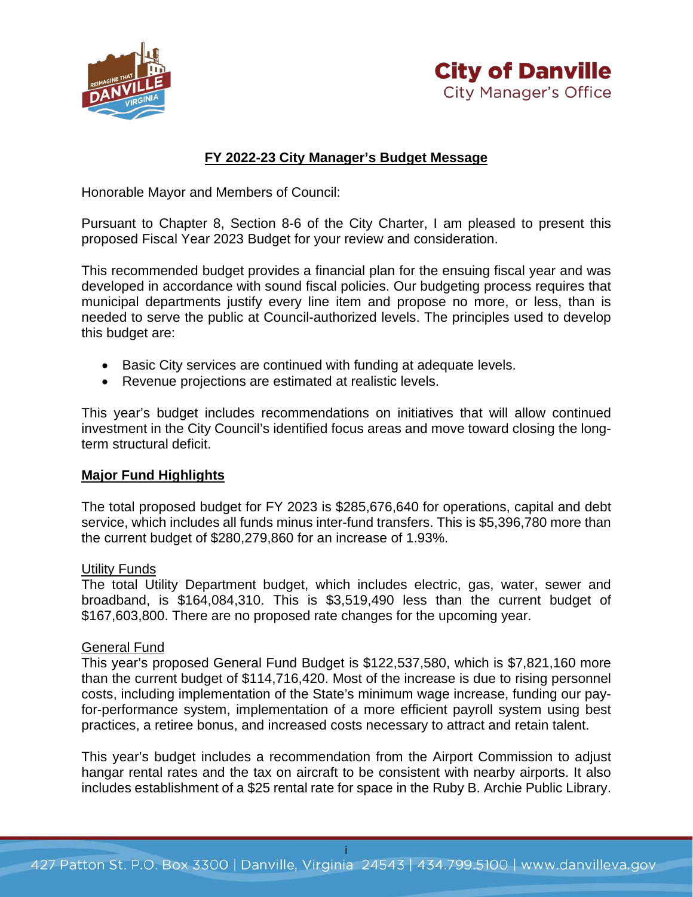City of Danville
City Manager's Office

# FY 2022-23 City Manager's Budget Message

Honorable Mayor and Members of Council:

Pursuant to Chapter 8, Section 8-6 of the City Charter, I am pleased to present this proposed Fiscal Year 2023 Budget for your review and consideration.

This recommended budget provides a financial plan for the ensuing fiscal year and was developed in accordance with sound fiscal policies. Our budgeting process requires that municipal departments justify every line item and propose no more, or less, than is needed to serve the public at Council-authorized levels. The principles used to develop this budget are:

- Basic City services are continued with funding at adequate levels.
- Revenue projections are estimated at realistic levels.

This year's budget includes recommendations on initiatives that will allow continued investment in the City Council's identified focus areas and move toward closing the long-term structural deficit.

## Major Fund Highlights

The total proposed budget for FY 2023 is $285,676,640 for operations, capital and debt service, which includes all funds minus inter-fund transfers. This is $5,396,780 more than the current budget of $280,279,860 for an increase of 1.93%.

### Utility Funds

The total Utility Department budget, which includes electric, gas, water, sewer and broadband, is $164,084,310. This is $3,519,490 less than the current budget of $167,603,800. There are no proposed rate changes for the upcoming year.

### General Fund

This year's proposed General Fund Budget is $122,537,580, which is $7,821,160 more than the current budget of $114,716,420. Most of the increase is due to rising personnel costs, including implementation of the State's minimum wage increase, funding our pay-for-performance system, implementation of a more efficient payroll system using best practices, a retiree bonus, and increased costs necessary to attract and retain talent.

This year's budget includes a recommendation from the Airport Commission to adjust hangar rental rates and the tax on aircraft to be consistent with nearby airports. It also includes establishment of a $25 rental rate for space in the Ruby B. Archie Public Library.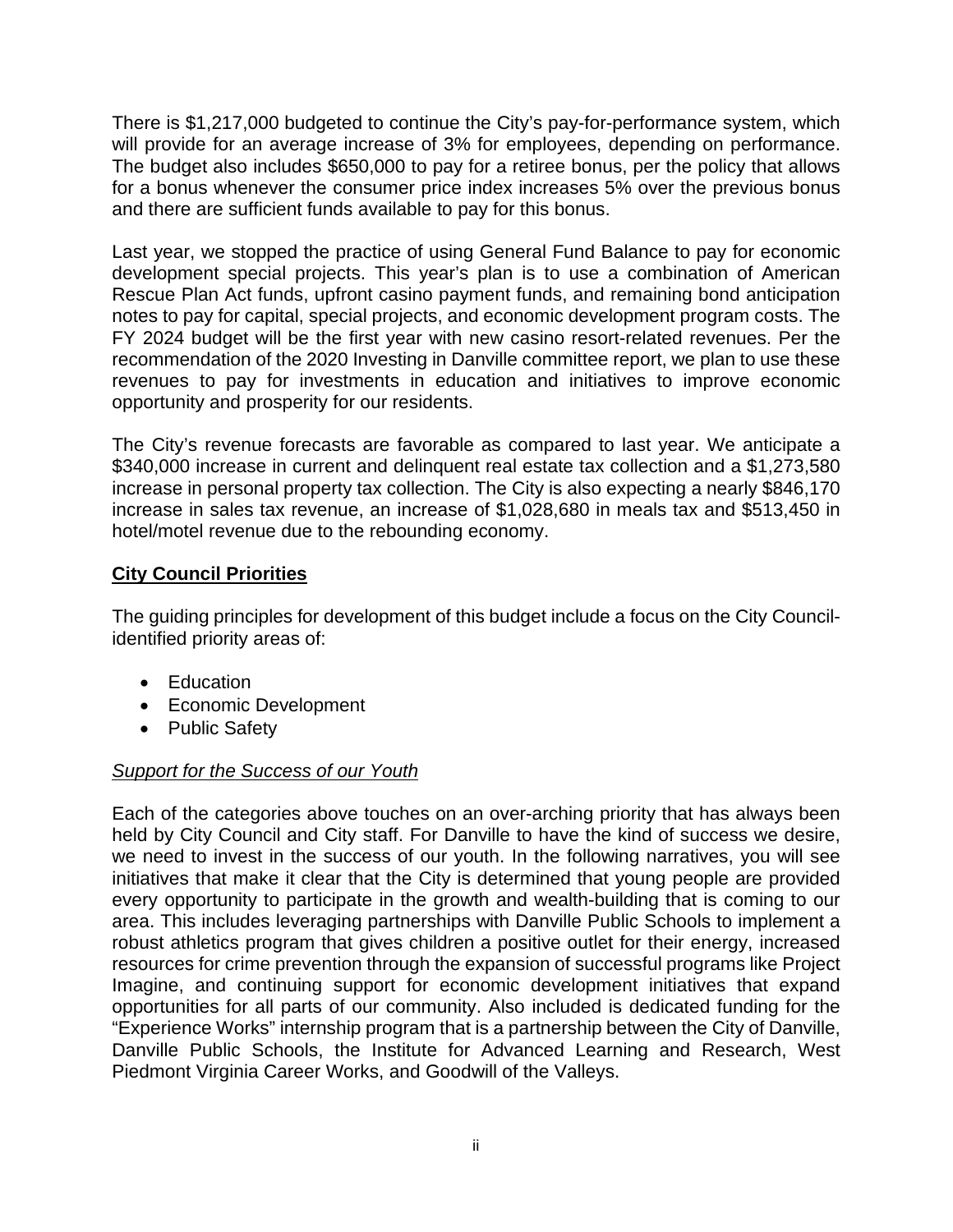There is $1,217,000 budgeted to continue the City's pay-for-performance system, which will provide for an average increase of 3% for employees, depending on performance. The budget also includes $650,000 to pay for a retiree bonus, per the policy that allows for a bonus whenever the consumer price index increases 5% over the previous bonus and there are sufficient funds available to pay for this bonus.

Last year, we stopped the practice of using General Fund Balance to pay for economic development special projects. This year's plan is to use a combination of American Rescue Plan Act funds, upfront casino payment funds, and remaining bond anticipation notes to pay for capital, special projects, and economic development program costs. The FY 2024 budget will be the first year with new casino resort-related revenues. Per the recommendation of the 2020 Investing in Danville committee report, we plan to use these revenues to pay for investments in education and initiatives to improve economic opportunity and prosperity for our residents.

The City's revenue forecasts are favorable as compared to last year. We anticipate a $340,000 increase in current and delinquent real estate tax collection and a $1,273,580 increase in personal property tax collection. The City is also expecting a nearly $846,170 increase in sales tax revenue, an increase of $1,028,680 in meals tax and $513,450 in hotel/motel revenue due to the rebounding economy.

## City Council Priorities

The guiding principles for development of this budget include a focus on the City Council-identified priority areas of:

- Education
- Economic Development
- Public Safety

### *Support for the Success of our Youth*

Each of the categories above touches on an over-arching priority that has always been held by City Council and City staff. For Danville to have the kind of success we desire, we need to invest in the success of our youth. In the following narratives, you will see initiatives that make it clear that the City is determined that young people are provided every opportunity to participate in the growth and wealth-building that is coming to our area. This includes leveraging partnerships with Danville Public Schools to implement a robust athletics program that gives children a positive outlet for their energy, increased resources for crime prevention through the expansion of successful programs like Project Imagine, and continuing support for economic development initiatives that expand opportunities for all parts of our community. Also included is dedicated funding for the "Experience Works" internship program that is a partnership between the City of Danville, Danville Public Schools, the Institute for Advanced Learning and Research, West Piedmont Virginia Career Works, and Goodwill of the Valleys.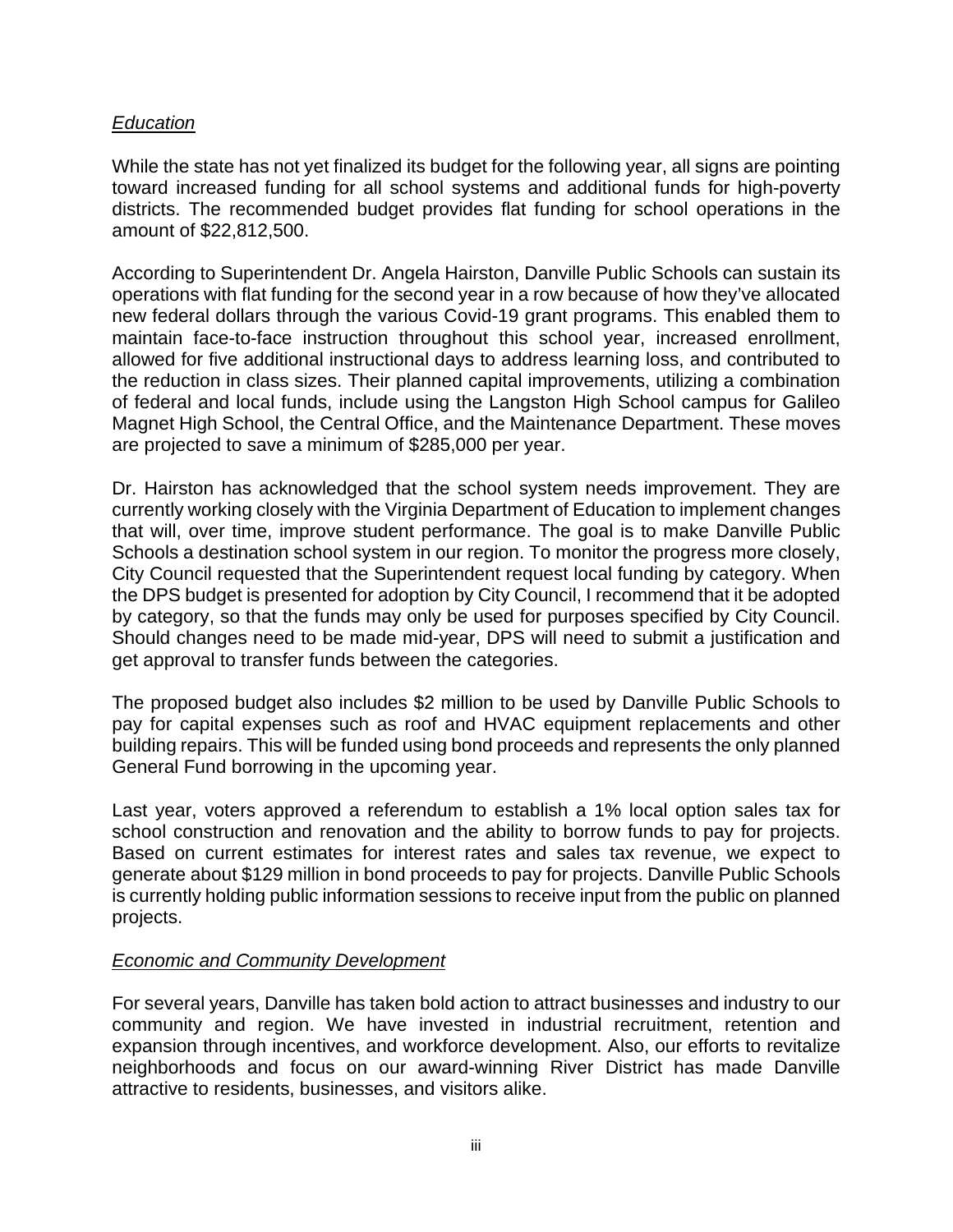*Education*

While the state has not yet finalized its budget for the following year, all signs are pointing toward increased funding for all school systems and additional funds for high-poverty districts. The recommended budget provides flat funding for school operations in the amount of $22,812,500.

According to Superintendent Dr. Angela Hairston, Danville Public Schools can sustain its operations with flat funding for the second year in a row because of how they've allocated new federal dollars through the various Covid-19 grant programs. This enabled them to maintain face-to-face instruction throughout this school year, increased enrollment, allowed for five additional instructional days to address learning loss, and contributed to the reduction in class sizes. Their planned capital improvements, utilizing a combination of federal and local funds, include using the Langston High School campus for Galileo Magnet High School, the Central Office, and the Maintenance Department. These moves are projected to save a minimum of $285,000 per year.

Dr. Hairston has acknowledged that the school system needs improvement. They are currently working closely with the Virginia Department of Education to implement changes that will, over time, improve student performance. The goal is to make Danville Public Schools a destination school system in our region. To monitor the progress more closely, City Council requested that the Superintendent request local funding by category. When the DPS budget is presented for adoption by City Council, I recommend that it be adopted by category, so that the funds may only be used for purposes specified by City Council. Should changes need to be made mid-year, DPS will need to submit a justification and get approval to transfer funds between the categories.

The proposed budget also includes $2 million to be used by Danville Public Schools to pay for capital expenses such as roof and HVAC equipment replacements and other building repairs. This will be funded using bond proceeds and represents the only planned General Fund borrowing in the upcoming year.

Last year, voters approved a referendum to establish a 1% local option sales tax for school construction and renovation and the ability to borrow funds to pay for projects. Based on current estimates for interest rates and sales tax revenue, we expect to generate about $129 million in bond proceeds to pay for projects. Danville Public Schools is currently holding public information sessions to receive input from the public on planned projects.

*Economic and Community Development*

For several years, Danville has taken bold action to attract businesses and industry to our community and region. We have invested in industrial recruitment, retention and expansion through incentives, and workforce development. Also, our efforts to revitalize neighborhoods and focus on our award-winning River District has made Danville attractive to residents, businesses, and visitors alike.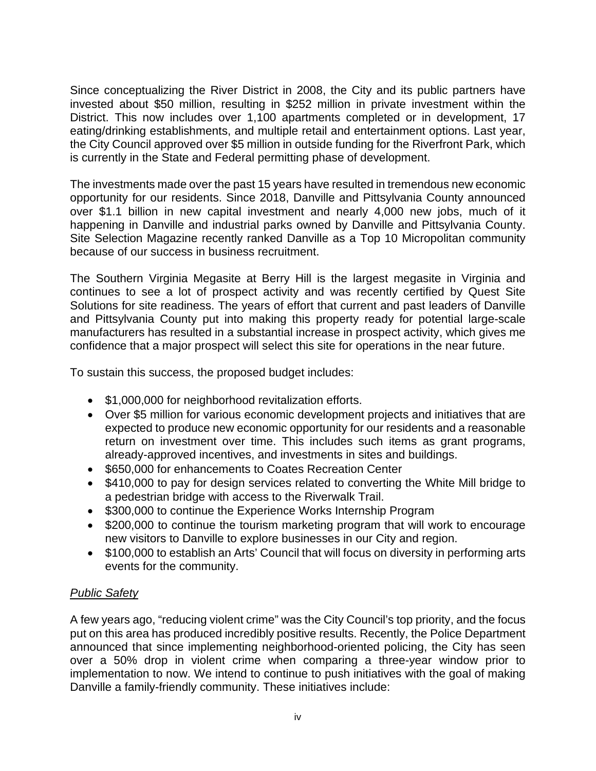Since conceptualizing the River District in 2008, the City and its public partners have invested about $50 million, resulting in $252 million in private investment within the District. This now includes over 1,100 apartments completed or in development, 17 eating/drinking establishments, and multiple retail and entertainment options. Last year, the City Council approved over $5 million in outside funding for the Riverfront Park, which is currently in the State and Federal permitting phase of development.

The investments made over the past 15 years have resulted in tremendous new economic opportunity for our residents. Since 2018, Danville and Pittsylvania County announced over $1.1 billion in new capital investment and nearly 4,000 new jobs, much of it happening in Danville and industrial parks owned by Danville and Pittsylvania County. Site Selection Magazine recently ranked Danville as a Top 10 Micropolitan community because of our success in business recruitment.

The Southern Virginia Megasite at Berry Hill is the largest megasite in Virginia and continues to see a lot of prospect activity and was recently certified by Quest Site Solutions for site readiness. The years of effort that current and past leaders of Danville and Pittsylvania County put into making this property ready for potential large-scale manufacturers has resulted in a substantial increase in prospect activity, which gives me confidence that a major prospect will select this site for operations in the near future.

To sustain this success, the proposed budget includes:

- $1,000,000 for neighborhood revitalization efforts.
- Over $5 million for various economic development projects and initiatives that are expected to produce new economic opportunity for our residents and a reasonable return on investment over time. This includes such items as grant programs, already-approved incentives, and investments in sites and buildings.
- $650,000 for enhancements to Coates Recreation Center
- $410,000 to pay for design services related to converting the White Mill bridge to a pedestrian bridge with access to the Riverwalk Trail.
- $300,000 to continue the Experience Works Internship Program
- $200,000 to continue the tourism marketing program that will work to encourage new visitors to Danville to explore businesses in our City and region.
- $100,000 to establish an Arts' Council that will focus on diversity in performing arts events for the community.

*Public Safety*

A few years ago, "reducing violent crime" was the City Council's top priority, and the focus put on this area has produced incredibly positive results. Recently, the Police Department announced that since implementing neighborhood-oriented policing, the City has seen over a 50% drop in violent crime when comparing a three-year window prior to implementation to now. We intend to continue to push initiatives with the goal of making Danville a family-friendly community. These initiatives include: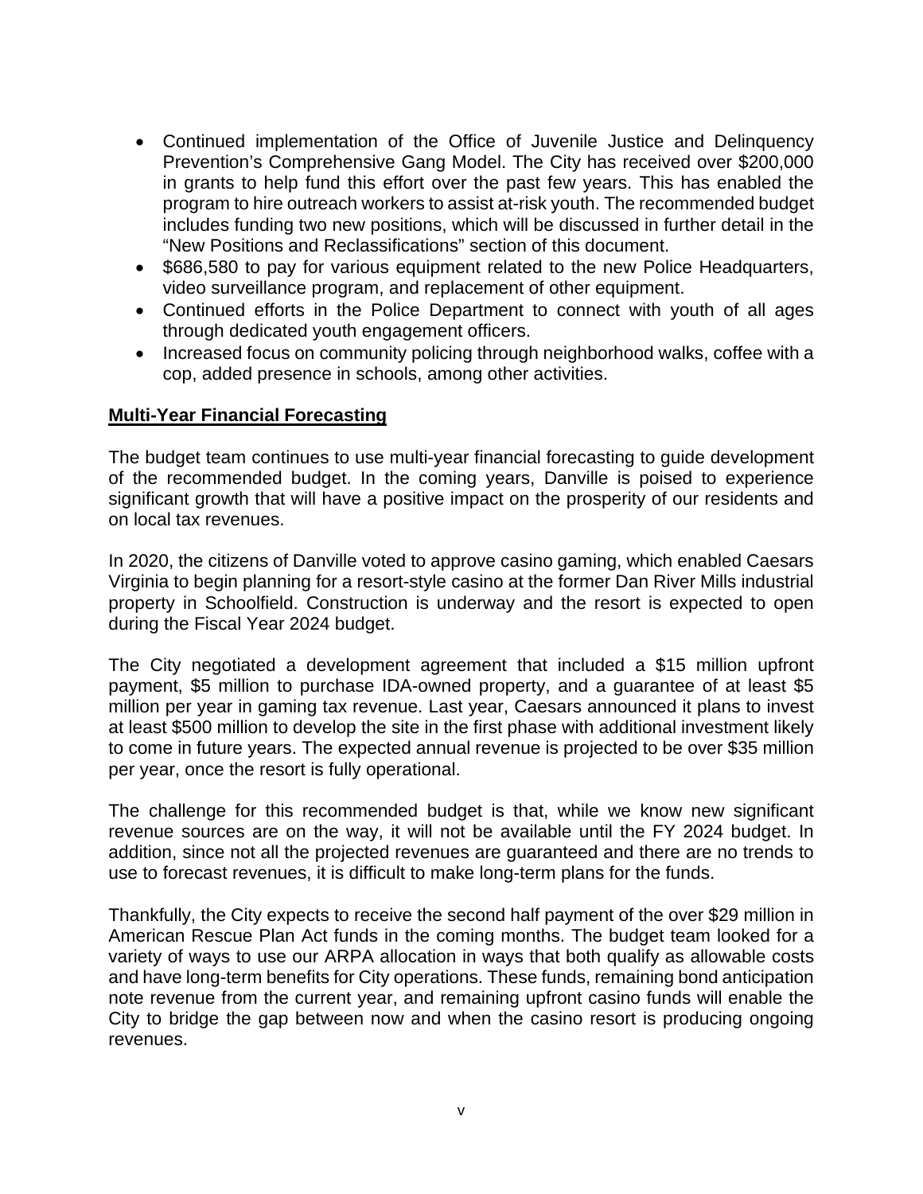- Continued implementation of the Office of Juvenile Justice and Delinquency Prevention's Comprehensive Gang Model. The City has received over $200,000 in grants to help fund this effort over the past few years. This has enabled the program to hire outreach workers to assist at-risk youth. The recommended budget includes funding two new positions, which will be discussed in further detail in the "New Positions and Reclassifications" section of this document.
- $686,580 to pay for various equipment related to the new Police Headquarters, video surveillance program, and replacement of other equipment.
- Continued efforts in the Police Department to connect with youth of all ages through dedicated youth engagement officers.
- Increased focus on community policing through neighborhood walks, coffee with a cop, added presence in schools, among other activities.

**Multi-Year Financial Forecasting**

The budget team continues to use multi-year financial forecasting to guide development of the recommended budget. In the coming years, Danville is poised to experience significant growth that will have a positive impact on the prosperity of our residents and on local tax revenues.

In 2020, the citizens of Danville voted to approve casino gaming, which enabled Caesars Virginia to begin planning for a resort-style casino at the former Dan River Mills industrial property in Schoolfield. Construction is underway and the resort is expected to open during the Fiscal Year 2024 budget.

The City negotiated a development agreement that included a $15 million upfront payment, $5 million to purchase IDA-owned property, and a guarantee of at least $5 million per year in gaming tax revenue. Last year, Caesars announced it plans to invest at least $500 million to develop the site in the first phase with additional investment likely to come in future years. The expected annual revenue is projected to be over $35 million per year, once the resort is fully operational.

The challenge for this recommended budget is that, while we know new significant revenue sources are on the way, it will not be available until the FY 2024 budget. In addition, since not all the projected revenues are guaranteed and there are no trends to use to forecast revenues, it is difficult to make long-term plans for the funds.

Thankfully, the City expects to receive the second half payment of the over $29 million in American Rescue Plan Act funds in the coming months. The budget team looked for a variety of ways to use our ARPA allocation in ways that both qualify as allowable costs and have long-term benefits for City operations. These funds, remaining bond anticipation note revenue from the current year, and remaining upfront casino funds will enable the City to bridge the gap between now and when the casino resort is producing ongoing revenues.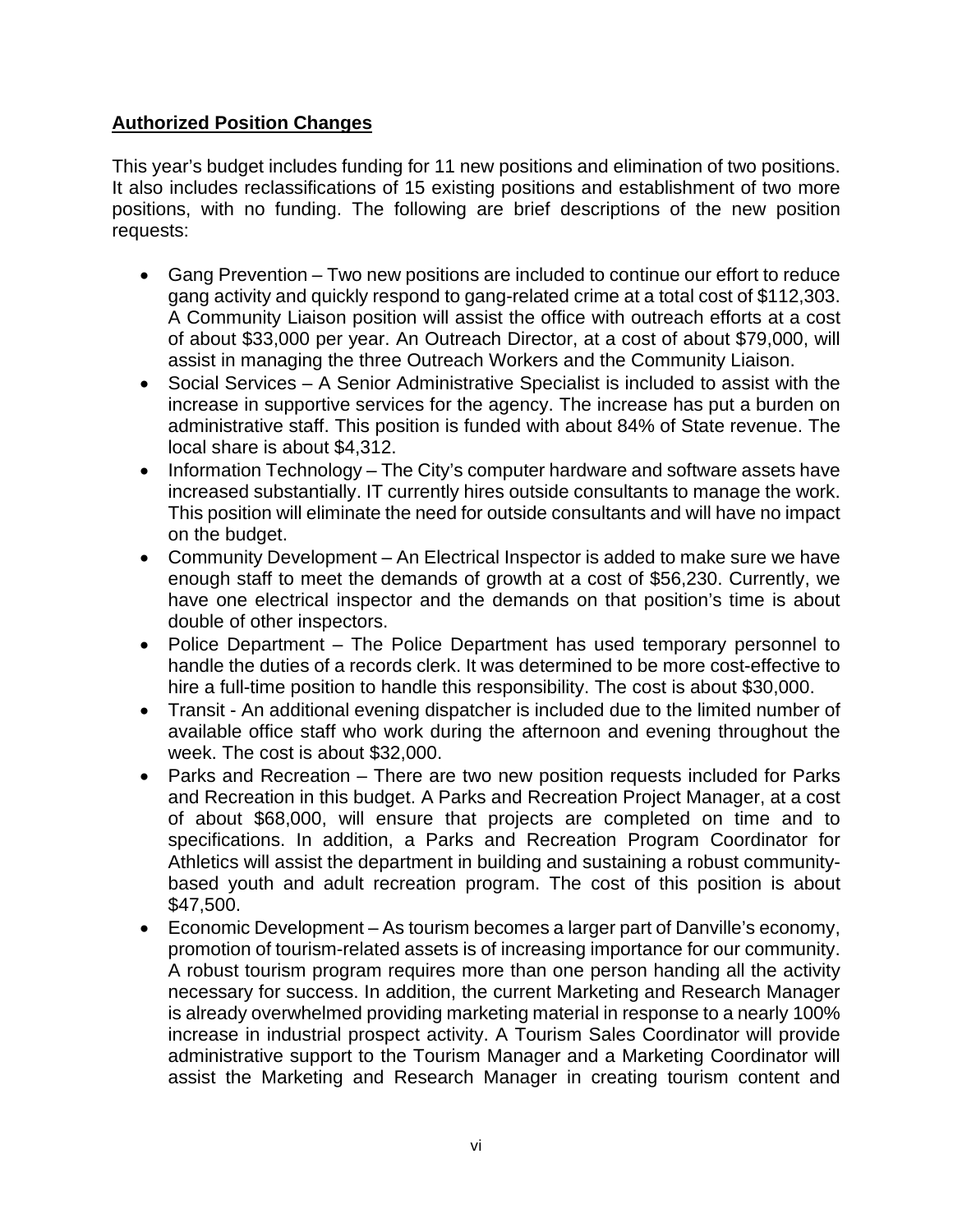**Authorized Position Changes**

This year's budget includes funding for 11 new positions and elimination of two positions. It also includes reclassifications of 15 existing positions and establishment of two more positions, with no funding. The following are brief descriptions of the new position requests:

- Gang Prevention – Two new positions are included to continue our effort to reduce gang activity and quickly respond to gang-related crime at a total cost of $112,303. A Community Liaison position will assist the office with outreach efforts at a cost of about $33,000 per year. An Outreach Director, at a cost of about $79,000, will assist in managing the three Outreach Workers and the Community Liaison.
- Social Services – A Senior Administrative Specialist is included to assist with the increase in supportive services for the agency. The increase has put a burden on administrative staff. This position is funded with about 84% of State revenue. The local share is about $4,312.
- Information Technology – The City's computer hardware and software assets have increased substantially. IT currently hires outside consultants to manage the work. This position will eliminate the need for outside consultants and will have no impact on the budget.
- Community Development – An Electrical Inspector is added to make sure we have enough staff to meet the demands of growth at a cost of $56,230. Currently, we have one electrical inspector and the demands on that position's time is about double of other inspectors.
- Police Department – The Police Department has used temporary personnel to handle the duties of a records clerk. It was determined to be more cost-effective to hire a full-time position to handle this responsibility. The cost is about $30,000.
- Transit - An additional evening dispatcher is included due to the limited number of available office staff who work during the afternoon and evening throughout the week. The cost is about $32,000.
- Parks and Recreation – There are two new position requests included for Parks and Recreation in this budget. A Parks and Recreation Project Manager, at a cost of about $68,000, will ensure that projects are completed on time and to specifications. In addition, a Parks and Recreation Program Coordinator for Athletics will assist the department in building and sustaining a robust community-based youth and adult recreation program. The cost of this position is about $47,500.
- Economic Development – As tourism becomes a larger part of Danville's economy, promotion of tourism-related assets is of increasing importance for our community. A robust tourism program requires more than one person handing all the activity necessary for success. In addition, the current Marketing and Research Manager is already overwhelmed providing marketing material in response to a nearly 100% increase in industrial prospect activity. A Tourism Sales Coordinator will provide administrative support to the Tourism Manager and a Marketing Coordinator will assist the Marketing and Research Manager in creating tourism content and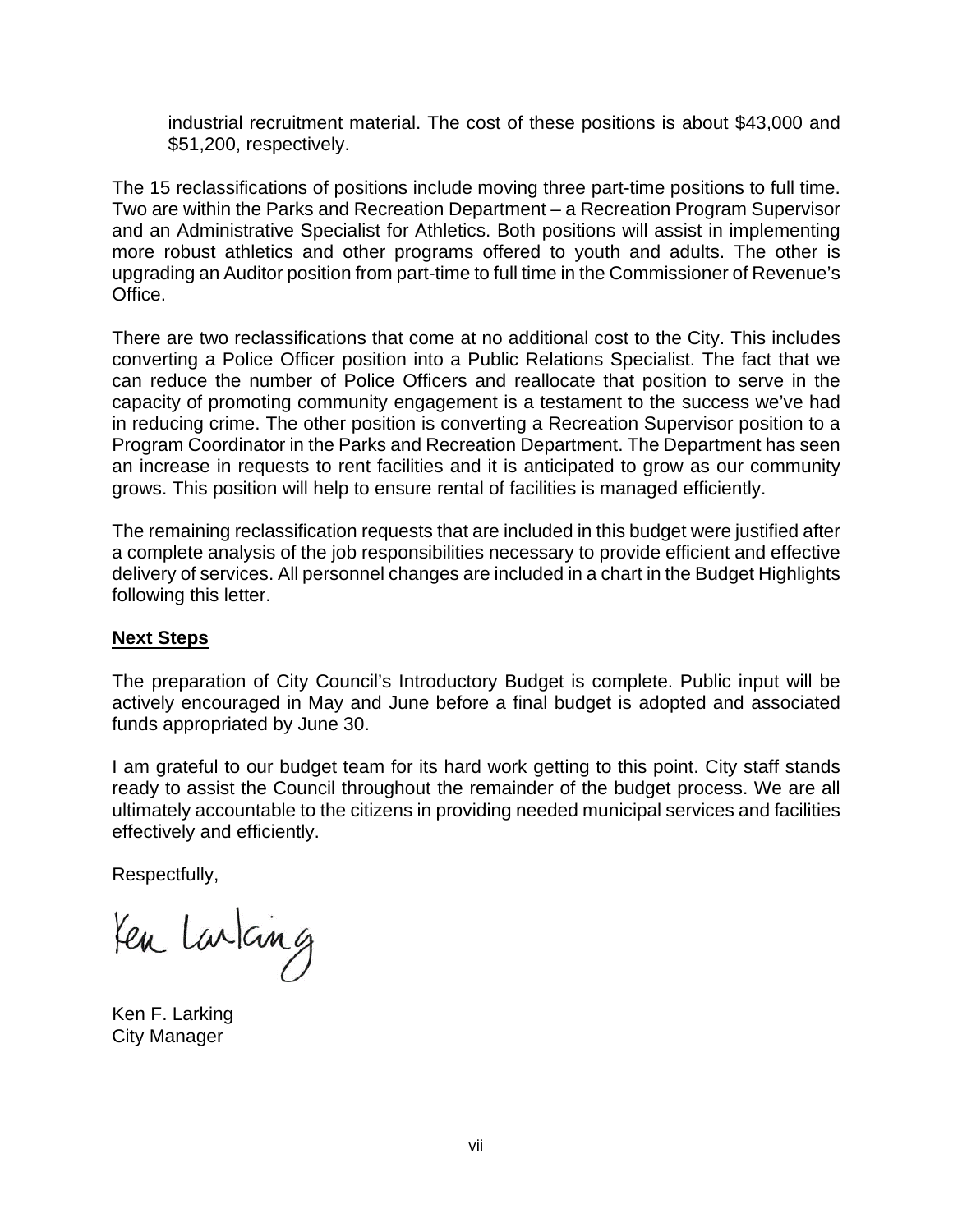industrial recruitment material. The cost of these positions is about $43,000 and $51,200, respectively.

The 15 reclassifications of positions include moving three part-time positions to full time. Two are within the Parks and Recreation Department – a Recreation Program Supervisor and an Administrative Specialist for Athletics. Both positions will assist in implementing more robust athletics and other programs offered to youth and adults. The other is upgrading an Auditor position from part-time to full time in the Commissioner of Revenue's Office.

There are two reclassifications that come at no additional cost to the City. This includes converting a Police Officer position into a Public Relations Specialist. The fact that we can reduce the number of Police Officers and reallocate that position to serve in the capacity of promoting community engagement is a testament to the success we've had in reducing crime. The other position is converting a Recreation Supervisor position to a Program Coordinator in the Parks and Recreation Department. The Department has seen an increase in requests to rent facilities and it is anticipated to grow as our community grows. This position will help to ensure rental of facilities is managed efficiently.

The remaining reclassification requests that are included in this budget were justified after a complete analysis of the job responsibilities necessary to provide efficient and effective delivery of services. All personnel changes are included in a chart in the Budget Highlights following this letter.

## Next Steps

The preparation of City Council's Introductory Budget is complete. Public input will be actively encouraged in May and June before a final budget is adopted and associated funds appropriated by June 30.

I am grateful to our budget team for its hard work getting to this point. City staff stands ready to assist the Council throughout the remainder of the budget process. We are all ultimately accountable to the citizens in providing needed municipal services and facilities effectively and efficiently.

Respectfully,

Ken Larking

Ken F. Larking
City Manager